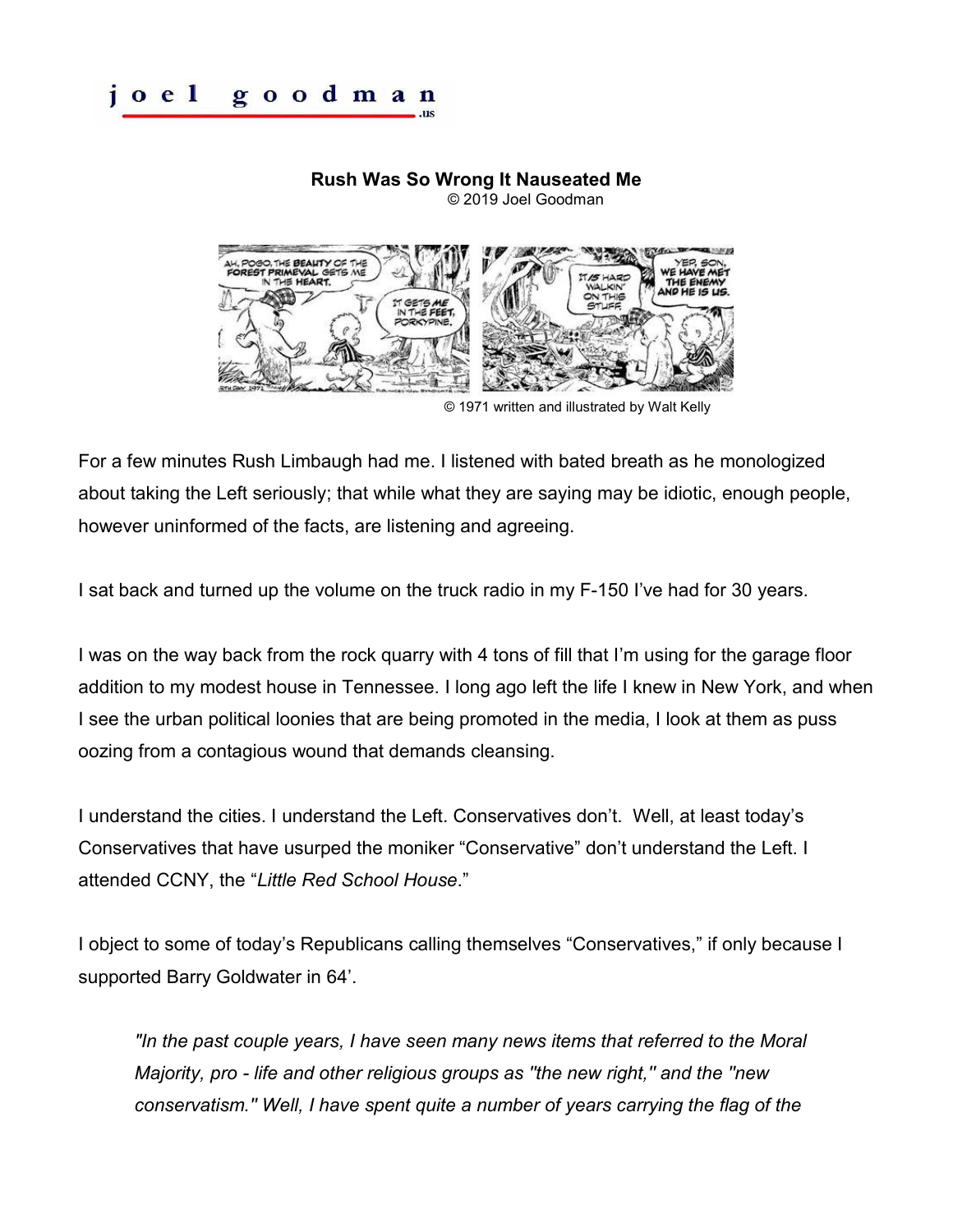# Rush Was So Wrong It Nauseated Me

© 2019 Joel Goodman

© 1971 written and illustrated by Walt Kelly

For a few minutes Rush Limbaugh had me. I listened with bated breath as he monologized about taking the Left seriously; that while what they are saying may be idiotic, enough people, however uninformed of the facts, are listening and agreeing.

I sat back and turned up the volume on the truck radio in my F-150 I've had for 30 years.

I was on the way back from the rock quarry with 4 tons of fill that I'm using for the garage floor addition to my modest house in Tennessee. I long ago left the life I knew in New York, and when I see the urban political loonies that are being promoted in the media, I look at them as puss oozing from a contagious wound that demands cleansing.

I understand the cities. I understand the Left. Conservatives don't. Well, at least today's Conservatives that have usurped the moniker "Conservative" don't understand the Left. I attended CCNY, the "*Little Red School House.*"

I object to some of today's Republicans calling themselves "Conservatives," if only because I supported Barry Goldwater in 64'.

> *"In the past couple years, I have seen many news items that referred to the Moral Majority, pro - life and other religious groups as "the new right," and the "new conservatism." Well, I have spent quite a number of years carrying the flag of the*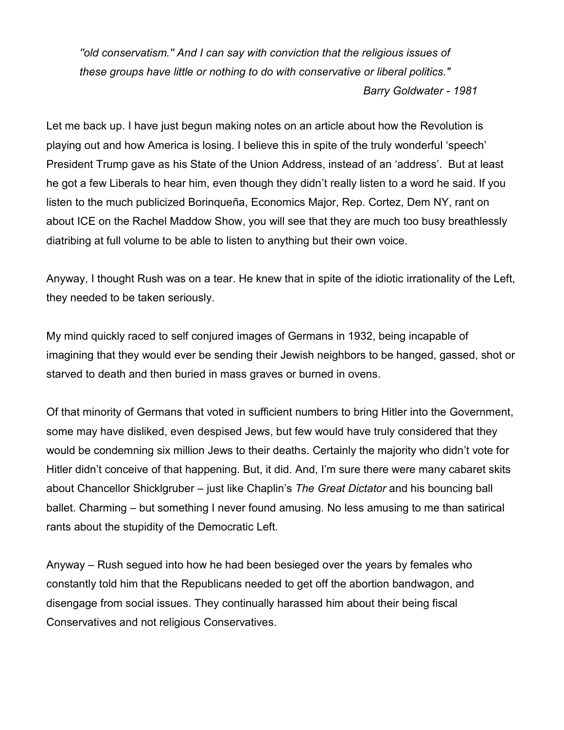*''old conservatism.'' And I can say with conviction that the religious issues of these groups have little or nothing to do with conservative or liberal politics."*

*Barry Goldwater - 1981*

Let me back up. I have just begun making notes on an article about how the Revolution is playing out and how America is losing. I believe this in spite of the truly wonderful 'speech' President Trump gave as his State of the Union Address, instead of an 'address'. But at least he got a few Liberals to hear him, even though they didn't really listen to a word he said. If you listen to the much publicized Borinqueña, Economics Major, Rep. Cortez, Dem NY, rant on about ICE on the Rachel Maddow Show, you will see that they are much too busy breathlessly diatribing at full volume to be able to listen to anything but their own voice.

Anyway, I thought Rush was on a tear. He knew that in spite of the idiotic irrationality of the Left, they needed to be taken seriously.

My mind quickly raced to self conjured images of Germans in 1932, being incapable of imagining that they would ever be sending their Jewish neighbors to be hanged, gassed, shot or starved to death and then buried in mass graves or burned in ovens.

Of that minority of Germans that voted in sufficient numbers to bring Hitler into the Government, some may have disliked, even despised Jews, but few would have truly considered that they would be condemning six million Jews to their deaths. Certainly the majority who didn't vote for Hitler didn't conceive of that happening. But, it did. And, I'm sure there were many cabaret skits about Chancellor Shicklgruber – just like Chaplin's *The Great Dictator* and his bouncing ball ballet. Charming – but something I never found amusing. No less amusing to me than satirical rants about the stupidity of the Democratic Left.

Anyway – Rush segued into how he had been besieged over the years by females who constantly told him that the Republicans needed to get off the abortion bandwagon, and disengage from social issues. They continually harassed him about their being fiscal Conservatives and not religious Conservatives.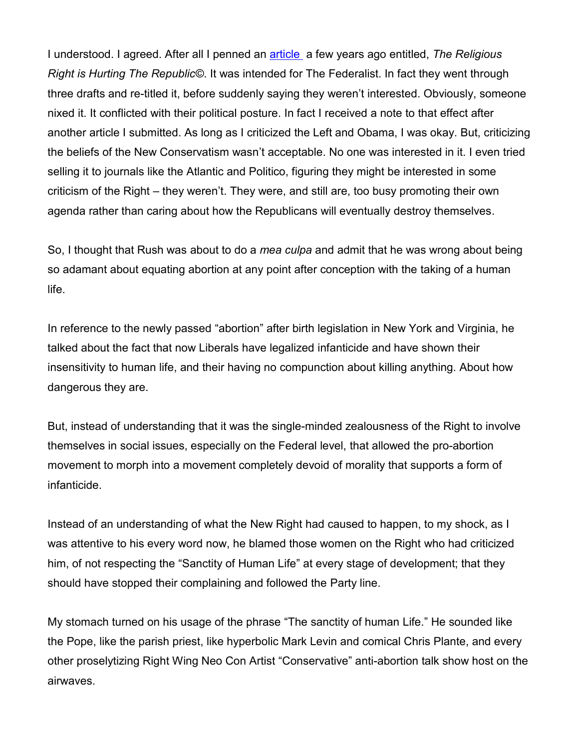I understood. I agreed. After all I penned an [article ](#) a few years ago entitled, *The Religious Right is Hurting The Republic©*. It was intended for The Federalist. In fact they went through three drafts and re-titled it, before suddenly saying they weren't interested. Obviously, someone nixed it. It conflicted with their political posture. In fact I received a note to that effect after another article I submitted. As long as I criticized the Left and Obama, I was okay. But, criticizing the beliefs of the New Conservatism wasn't acceptable. No one was interested in it. I even tried selling it to journals like the Atlantic and Politico, figuring they might be interested in some criticism of the Right – they weren't. They were, and still are, too busy promoting their own agenda rather than caring about how the Republicans will eventually destroy themselves.

So, I thought that Rush was about to do a *mea culpa* and admit that he was wrong about being so adamant about equating abortion at any point after conception with the taking of a human life.

In reference to the newly passed "abortion" after birth legislation in New York and Virginia, he talked about the fact that now Liberals have legalized infanticide and have shown their insensitivity to human life, and their having no compunction about killing anything. About how dangerous they are.

But, instead of understanding that it was the single-minded zealousness of the Right to involve themselves in social issues, especially on the Federal level, that allowed the pro-abortion movement to morph into a movement completely devoid of morality that supports a form of infanticide.

Instead of an understanding of what the New Right had caused to happen, to my shock, as I was attentive to his every word now, he blamed those women on the Right who had criticized him, of not respecting the "Sanctity of Human Life" at every stage of development; that they should have stopped their complaining and followed the Party line.

My stomach turned on his usage of the phrase "The sanctity of human Life." He sounded like the Pope, like the parish priest, like hyperbolic Mark Levin and comical Chris Plante, and every other proselytizing Right Wing Neo Con Artist "Conservative" anti-abortion talk show host on the airwaves.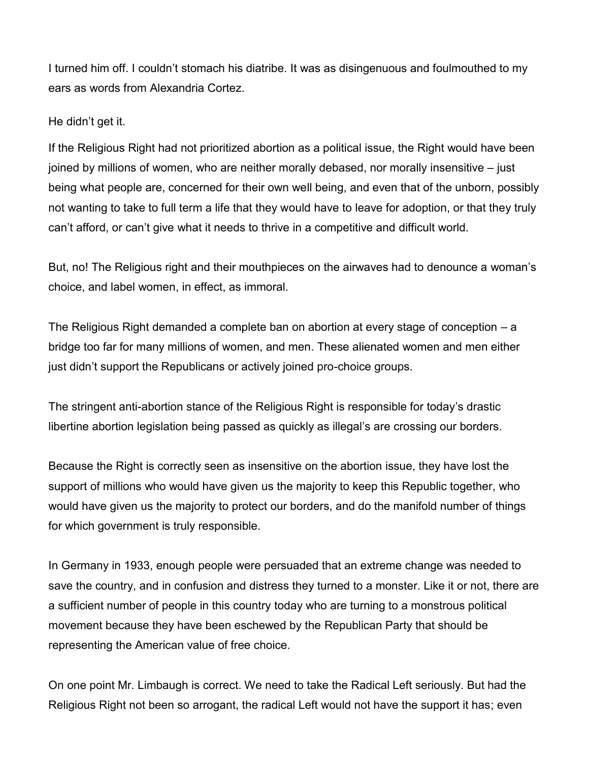I turned him off. I couldn't stomach his diatribe. It was as disingenuous and foulmouthed to my ears as words from Alexandria Cortez.

He didn't get it.

If the Religious Right had not prioritized abortion as a political issue, the Right would have been joined by millions of women, who are neither morally debased, nor morally insensitive – just being what people are, concerned for their own well being, and even that of the unborn, possibly not wanting to take to full term a life that they would have to leave for adoption, or that they truly can't afford, or can't give what it needs to thrive in a competitive and difficult world.

But, no! The Religious right and their mouthpieces on the airwaves had to denounce a woman's choice, and label women, in effect, as immoral.

The Religious Right demanded a complete ban on abortion at every stage of conception – a bridge too far for many millions of women, and men. These alienated women and men either just didn't support the Republicans or actively joined pro-choice groups.

The stringent anti-abortion stance of the Religious Right is responsible for today's drastic libertine abortion legislation being passed as quickly as illegal's are crossing our borders.

Because the Right is correctly seen as insensitive on the abortion issue, they have lost the support of millions who would have given us the majority to keep this Republic together, who would have given us the majority to protect our borders, and do the manifold number of things for which government is truly responsible.

In Germany in 1933, enough people were persuaded that an extreme change was needed to save the country, and in confusion and distress they turned to a monster. Like it or not, there are a sufficient number of people in this country today who are turning to a monstrous political movement because they have been eschewed by the Republican Party that should be representing the American value of free choice.

On one point Mr. Limbaugh is correct. We need to take the Radical Left seriously. But had the Religious Right not been so arrogant, the radical Left would not have the support it has; even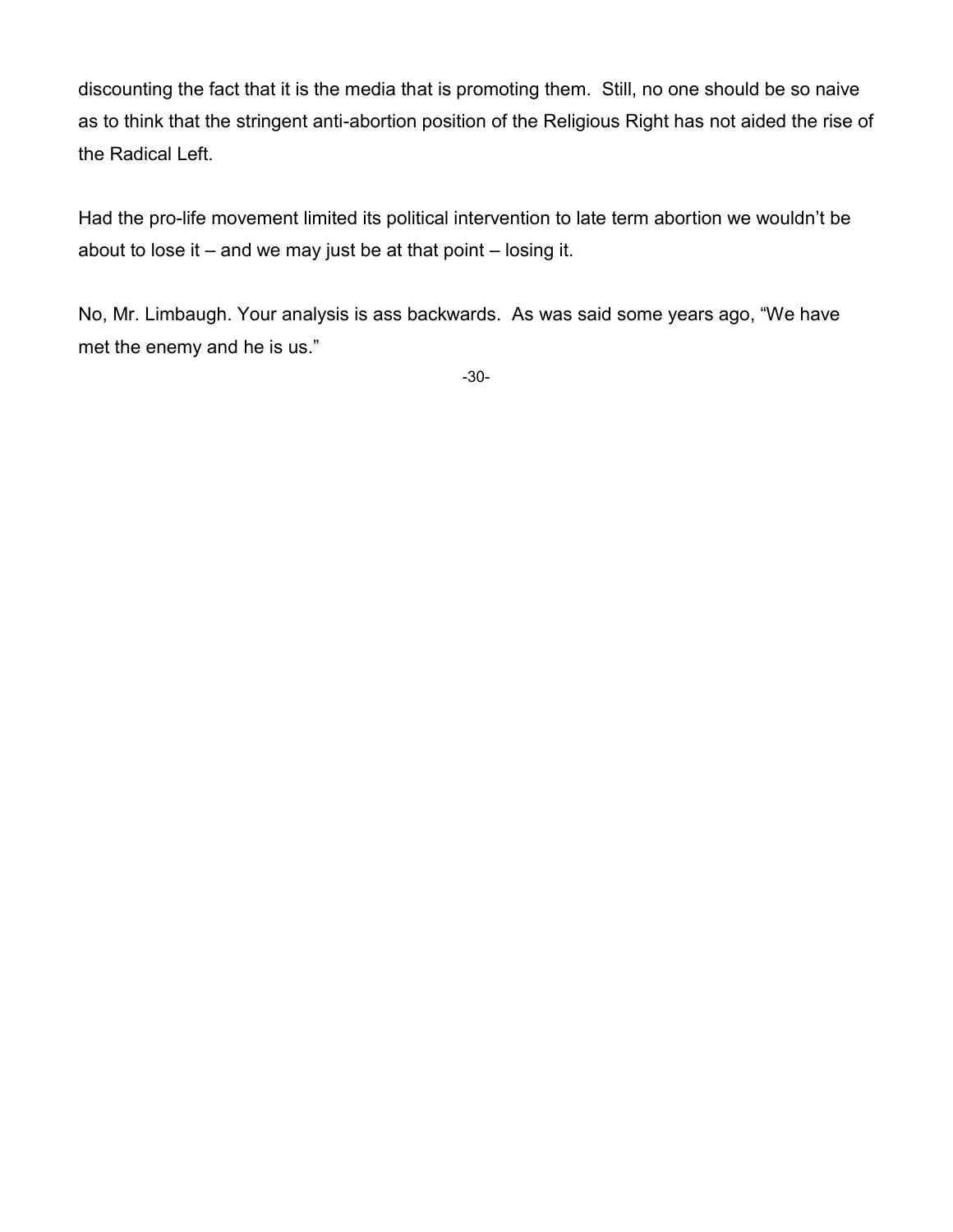discounting the fact that it is the media that is promoting them. Still, no one should be so naive as to think that the stringent anti-abortion position of the Religious Right has not aided the rise of the Radical Left.

Had the pro-life movement limited its political intervention to late term abortion we wouldn't be about to lose it – and we may just be at that point – losing it.

No, Mr. Limbaugh. Your analysis is ass backwards. As was said some years ago, "We have met the enemy and he is us."

-30-